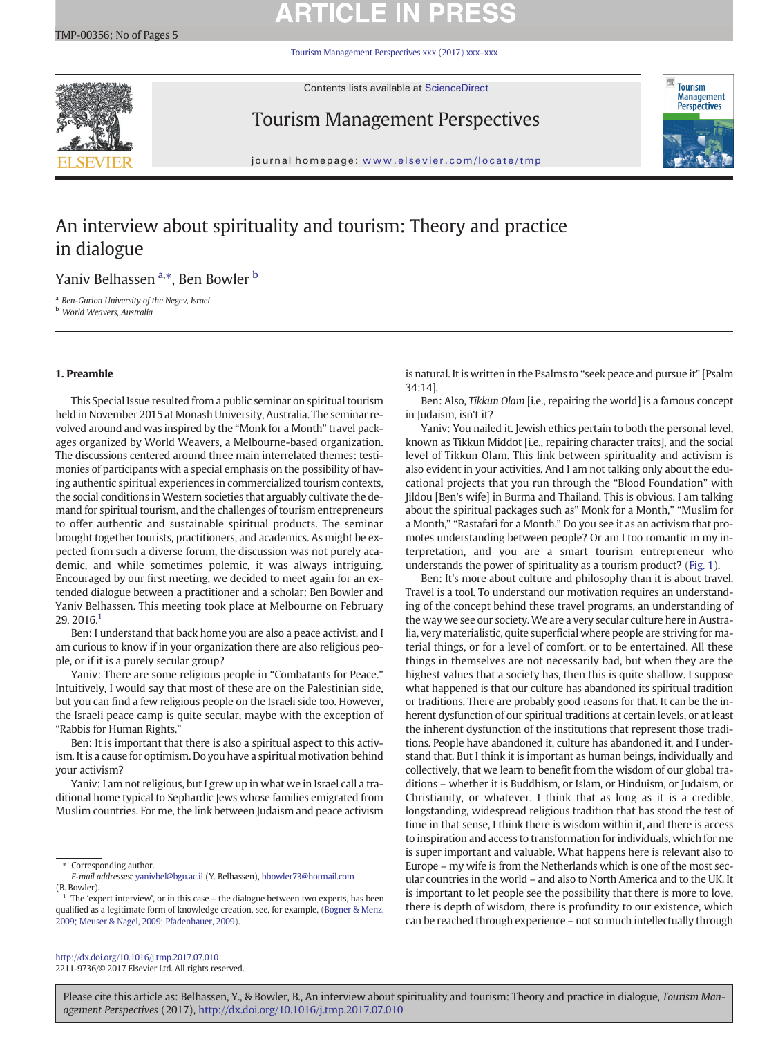# An interview about spirituality and tourism: Theory and practice in dialogue

Yaniv Belhassen [a,*], Ben Bowler [b]

[a] Ben-Gurion University of the Negev, Israel
[b] World Weavers, Australia

## 1. Preamble

This Special Issue resulted from a public seminar on spiritual tourism held in November 2015 at Monash University, Australia. The seminar revolved around and was inspired by the "Monk for a Month" travel packages organized by World Weavers, a Melbourne-based organization. The discussions centered around three main interrelated themes: testimonies of participants with a special emphasis on the possibility of having authentic spiritual experiences in commercialized tourism contexts, the social conditions in Western societies that arguably cultivate the demand for spiritual tourism, and the challenges of tourism entrepreneurs to offer authentic and sustainable spiritual products. The seminar brought together tourists, practitioners, and academics. As might be expected from such a diverse forum, the discussion was not purely academic, and while sometimes polemic, it was always intriguing. Encouraged by our first meeting, we decided to meet again for an extended dialogue between a practitioner and a scholar: Ben Bowler and Yaniv Belhassen. This meeting took place at Melbourne on February 29, 2016.[1]

Ben: I understand that back home you are also a peace activist, and I am curious to know if in your organization there are also religious people, or if it is a purely secular group?

Yaniv: There are some religious people in "Combatants for Peace." Intuitively, I would say that most of these are on the Palestinian side, but you can find a few religious people on the Israeli side too. However, the Israeli peace camp is quite secular, maybe with the exception of "Rabbis for Human Rights."

Ben: It is important that there is also a spiritual aspect to this activism. It is a cause for optimism. Do you have a spiritual motivation behind your activism?

Yaniv: I am not religious, but I grew up in what we in Israel call a traditional home typical to Sephardic Jews whose families emigrated from Muslim countries. For me, the link between Judaism and peace activism is natural. It is written in the Psalms to "seek peace and pursue it" [Psalm 34:14].

Ben: Also, *Tikkun Olam* [i.e., repairing the world] is a famous concept in Judaism, isn't it?

Yaniv: You nailed it. Jewish ethics pertain to both the personal level, known as Tikkun Middot [i.e., repairing character traits], and the social level of Tikkun Olam. This link between spirituality and activism is also evident in your activities. And I am not talking only about the educational projects that you run through the "Blood Foundation" with Jildou [Ben's wife] in Burma and Thailand. This is obvious. I am talking about the spiritual packages such as" Monk for a Month," "Muslim for a Month," "Rastafari for a Month." Do you see it as an activism that promotes understanding between people? Or am I too romantic in my interpretation, and you are a smart tourism entrepreneur who understands the power of spirituality as a tourism product? (Fig. 1).

Ben: It's more about culture and philosophy than it is about travel. Travel is a tool. To understand our motivation requires an understanding of the concept behind these travel programs, an understanding of the way we see our society. We are a very secular culture here in Australia, very materialistic, quite superficial where people are striving for material things, or for a level of comfort, or to be entertained. All these things in themselves are not necessarily bad, but when they are the highest values that a society has, then this is quite shallow. I suppose what happened is that our culture has abandoned its spiritual tradition or traditions. There are probably good reasons for that. It can be the inherent dysfunction of our spiritual traditions at certain levels, or at least the inherent dysfunction of the institutions that represent those traditions. People have abandoned it, culture has abandoned it, and I understand that. But I think it is important as human beings, individually and collectively, that we learn to benefit from the wisdom of our global traditions – whether it is Buddhism, or Islam, or Hinduism, or Judaism, or Christianity, or whatever. I think that as long as it is a credible, longstanding, widespread religious tradition that has stood the test of time in that sense, I think there is wisdom within it, and there is access to inspiration and access to transformation for individuals, which for me is super important and valuable. What happens here is relevant also to Europe – my wife is from the Netherlands which is one of the most secular countries in the world – and also to North America and to the UK. It is important to let people see the possibility that there is more to love, there is depth of wisdom, there is profundity to our existence, which can be reached through experience – not so much intellectually through

---

\* Corresponding author.
*E-mail addresses:* yanivbel@bgu.ac.il (Y. Belhassen), bbowler73@hotmail.com (B. Bowler).

[1] The 'expert interview', or in this case – the dialogue between two experts, has been qualified as a legitimate form of knowledge creation, see, for example, (Bogner & Menz, 2009; Meuser & Nagel, 2009; Pfadenhauer, 2009).

http://dx.doi.org/10.1016/j.tmp.2017.07.010
2211-9736/© 2017 Elsevier Ltd. All rights reserved.

Please cite this article as: Belhassen, Y., & Bowler, B., An interview about spirituality and tourism: Theory and practice in dialogue, *Tourism Management Perspectives* (2017), http://dx.doi.org/10.1016/j.tmp.2017.07.010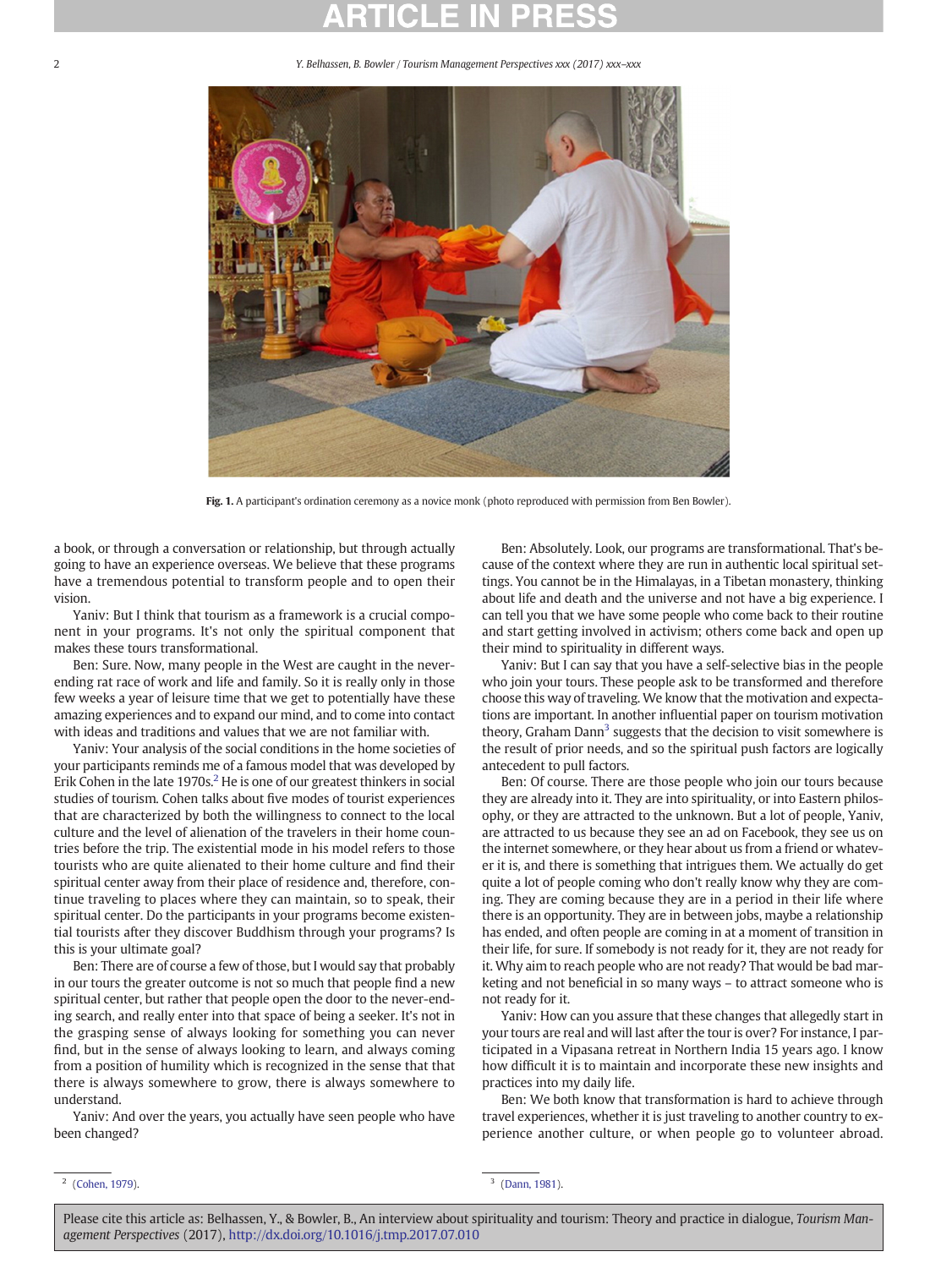Fig. 1. A participant's ordination ceremony as a novice monk (photo reproduced with permission from Ben Bowler).

a book, or through a conversation or relationship, but through actually going to have an experience overseas. We believe that these programs have a tremendous potential to transform people and to open their vision.

Yaniv: But I think that tourism as a framework is a crucial component in your programs. It's not only the spiritual component that makes these tours transformational.

Ben: Sure. Now, many people in the West are caught in the never-ending rat race of work and life and family. So it is really only in those few weeks a year of leisure time that we get to potentially have these amazing experiences and to expand our mind, and to come into contact with ideas and traditions and values that we are not familiar with.

Yaniv: Your analysis of the social conditions in the home societies of your participants reminds me of a famous model that was developed by Erik Cohen in the late 1970s.[2] He is one of our greatest thinkers in social studies of tourism. Cohen talks about five modes of tourist experiences that are characterized by both the willingness to connect to the local culture and the level of alienation of the travelers in their home countries before the trip. The existential mode in his model refers to those tourists who are quite alienated to their home culture and find their spiritual center away from their place of residence and, therefore, continue traveling to places where they can maintain, so to speak, their spiritual center. Do the participants in your programs become existential tourists after they discover Buddhism through your programs? Is this is your ultimate goal?

Ben: There are of course a few of those, but I would say that probably in our tours the greater outcome is not so much that people find a new spiritual center, but rather that people open the door to the never-ending search, and really enter into that space of being a seeker. It's not in the grasping sense of always looking for something you can never find, but in the sense of always looking to learn, and always coming from a position of humility which is recognized in the sense that that there is always somewhere to grow, there is always somewhere to understand.

Yaniv: And over the years, you actually have seen people who have been changed?

Ben: Absolutely. Look, our programs are transformational. That's because of the context where they are run in authentic local spiritual settings. You cannot be in the Himalayas, in a Tibetan monastery, thinking about life and death and the universe and not have a big experience. I can tell you that we have some people who come back to their routine and start getting involved in activism; others come back and open up their mind to spirituality in different ways.

Yaniv: But I can say that you have a self-selective bias in the people who join your tours. These people ask to be transformed and therefore choose this way of traveling. We know that the motivation and expectations are important. In another influential paper on tourism motivation theory, Graham Dann[3] suggests that the decision to visit somewhere is the result of prior needs, and so the spiritual push factors are logically antecedent to pull factors.

Ben: Of course. There are those people who join our tours because they are already into it. They are into spirituality, or into Eastern philosophy, or they are attracted to the unknown. But a lot of people, Yaniv, are attracted to us because they see an ad on Facebook, they see us on the internet somewhere, or they hear about us from a friend or whatever it is, and there is something that intrigues them. We actually do get quite a lot of people coming who don't really know why they are coming. They are coming because they are in a period in their life where there is an opportunity. They are in between jobs, maybe a relationship has ended, and often people are coming in at a moment of transition in their life, for sure. If somebody is not ready for it, they are not ready for it. Why aim to reach people who are not ready? That would be bad marketing and not beneficial in so many ways – to attract someone who is not ready for it.

Yaniv: How can you assure that these changes that allegedly start in your tours are real and will last after the tour is over? For instance, I participated in a Vipasana retreat in Northern India 15 years ago. I know how difficult it is to maintain and incorporate these new insights and practices into my daily life.

Ben: We both know that transformation is hard to achieve through travel experiences, whether it is just traveling to another country to experience another culture, or when people go to volunteer abroad.

[2] (Cohen, 1979).

[3] (Dann, 1981).

Please cite this article as: Belhassen, Y., & Bowler, B., An interview about spirituality and tourism: Theory and practice in dialogue, *Tourism Management Perspectives* (2017), http://dx.doi.org/10.1016/j.tmp.2017.07.010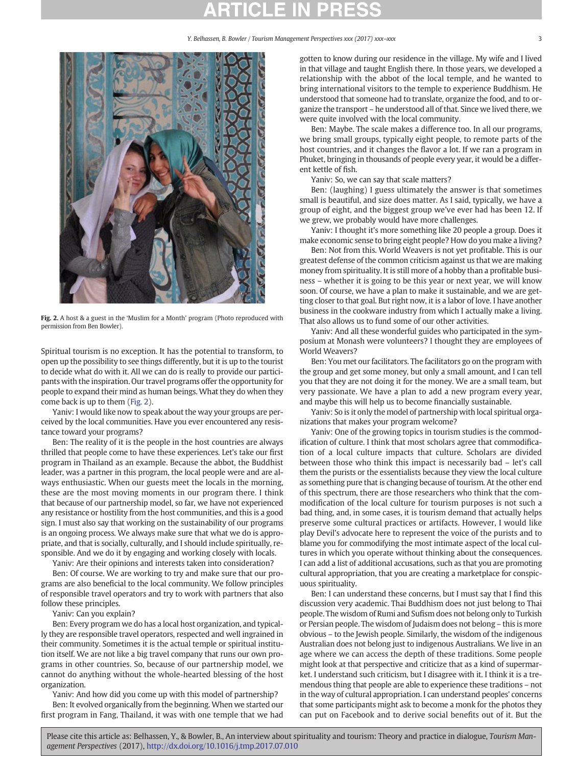Fig. 2. A host & a guest in the 'Muslim for a Month' program (Photo reproduced with permission from Ben Bowler).

Spiritual tourism is no exception. It has the potential to transform, to open up the possibility to see things differently, but it is up to the tourist to decide what do with it. All we can do is really to provide our participants with the inspiration. Our travel programs offer the opportunity for people to expand their mind as human beings. What they do when they come back is up to them (Fig. 2).

Yaniv: I would like now to speak about the way your groups are perceived by the local communities. Have you ever encountered any resistance toward your programs?

Ben: The reality of it is the people in the host countries are always thrilled that people come to have these experiences. Let's take our first program in Thailand as an example. Because the abbot, the Buddhist leader, was a partner in this program, the local people were and are always enthusiastic. When our guests meet the locals in the morning, these are the most moving moments in our program there. I think that because of our partnership model, so far, we have not experienced any resistance or hostility from the host communities, and this is a good sign. I must also say that working on the sustainability of our programs is an ongoing process. We always make sure that what we do is appropriate, and that is socially, culturally, and I should include spiritually, responsible. And we do it by engaging and working closely with locals.

Yaniv: Are their opinions and interests taken into consideration?

Ben: Of course. We are working to try and make sure that our programs are also beneficial to the local community. We follow principles of responsible travel operators and try to work with partners that also follow these principles.

Yaniv: Can you explain?

Ben: Every program we do has a local host organization, and typically they are responsible travel operators, respected and well ingrained in their community. Sometimes it is the actual temple or spiritual institution itself. We are not like a big travel company that runs our own programs in other countries. So, because of our partnership model, we cannot do anything without the whole-hearted blessing of the host organization.

Yaniv: And how did you come up with this model of partnership?

Ben: It evolved organically from the beginning. When we started our first program in Fang, Thailand, it was with one temple that we had gotten to know during our residence in the village. My wife and I lived in that village and taught English there. In those years, we developed a relationship with the abbot of the local temple, and he wanted to bring international visitors to the temple to experience Buddhism. He understood that someone had to translate, organize the food, and to organize the transport – he understood all of that. Since we lived there, we were quite involved with the local community.

Ben: Maybe. The scale makes a difference too. In all our programs, we bring small groups, typically eight people, to remote parts of the host countries, and it changes the flavor a lot. If we ran a program in Phuket, bringing in thousands of people every year, it would be a different kettle of fish.

Yaniv: So, we can say that scale matters?

Ben: (laughing) I guess ultimately the answer is that sometimes small is beautiful, and size does matter. As I said, typically, we have a group of eight, and the biggest group we've ever had has been 12. If we grew, we probably would have more challenges.

Yaniv: I thought it's more something like 20 people a group. Does it make economic sense to bring eight people? How do you make a living?

Ben: Not from this. World Weavers is not yet profitable. This is our greatest defense of the common criticism against us that we are making money from spirituality. It is still more of a hobby than a profitable business – whether it is going to be this year or next year, we will know soon. Of course, we have a plan to make it sustainable, and we are getting closer to that goal. But right now, it is a labor of love. I have another business in the cookware industry from which I actually make a living. That also allows us to fund some of our other activities.

Yaniv: And all these wonderful guides who participated in the symposium at Monash were volunteers? I thought they are employees of World Weavers?

Ben: You met our facilitators. The facilitators go on the program with the group and get some money, but only a small amount, and I can tell you that they are not doing it for the money. We are a small team, but very passionate. We have a plan to add a new program every year, and maybe this will help us to become financially sustainable.

Yaniv: So is it only the model of partnership with local spiritual organizations that makes your program welcome?

Yaniv: One of the growing topics in tourism studies is the commodification of culture. I think that most scholars agree that commodification of a local culture impacts that culture. Scholars are divided between those who think this impact is necessarily bad – let's call them the purists or the essentialists because they view the local culture as something pure that is changing because of tourism. At the other end of this spectrum, there are those researchers who think that the commodification of the local culture for tourism purposes is not such a bad thing, and, in some cases, it is tourism demand that actually helps preserve some cultural practices or artifacts. However, I would like play Devil's advocate here to represent the voice of the purists and to blame you for commodifying the most intimate aspect of the local cultures in which you operate without thinking about the consequences. I can add a list of additional accusations, such as that you are promoting cultural appropriation, that you are creating a marketplace for conspicuous spirituality.

Ben: I can understand these concerns, but I must say that I find this discussion very academic. Thai Buddhism does not just belong to Thai people. The wisdom of Rumi and Sufism does not belong only to Turkish or Persian people. The wisdom of Judaism does not belong – this is more obvious – to the Jewish people. Similarly, the wisdom of the indigenous Australian does not belong just to indigenous Australians. We live in an age where we can access the depth of these traditions. Some people might look at that perspective and criticize that as a kind of supermarket. I understand such criticism, but I disagree with it. I think it is a tremendous thing that people are able to experience these traditions – not in the way of cultural appropriation. I can understand peoples' concerns that some participants might ask to become a monk for the photos they can put on Facebook and to derive social benefits out of it. But the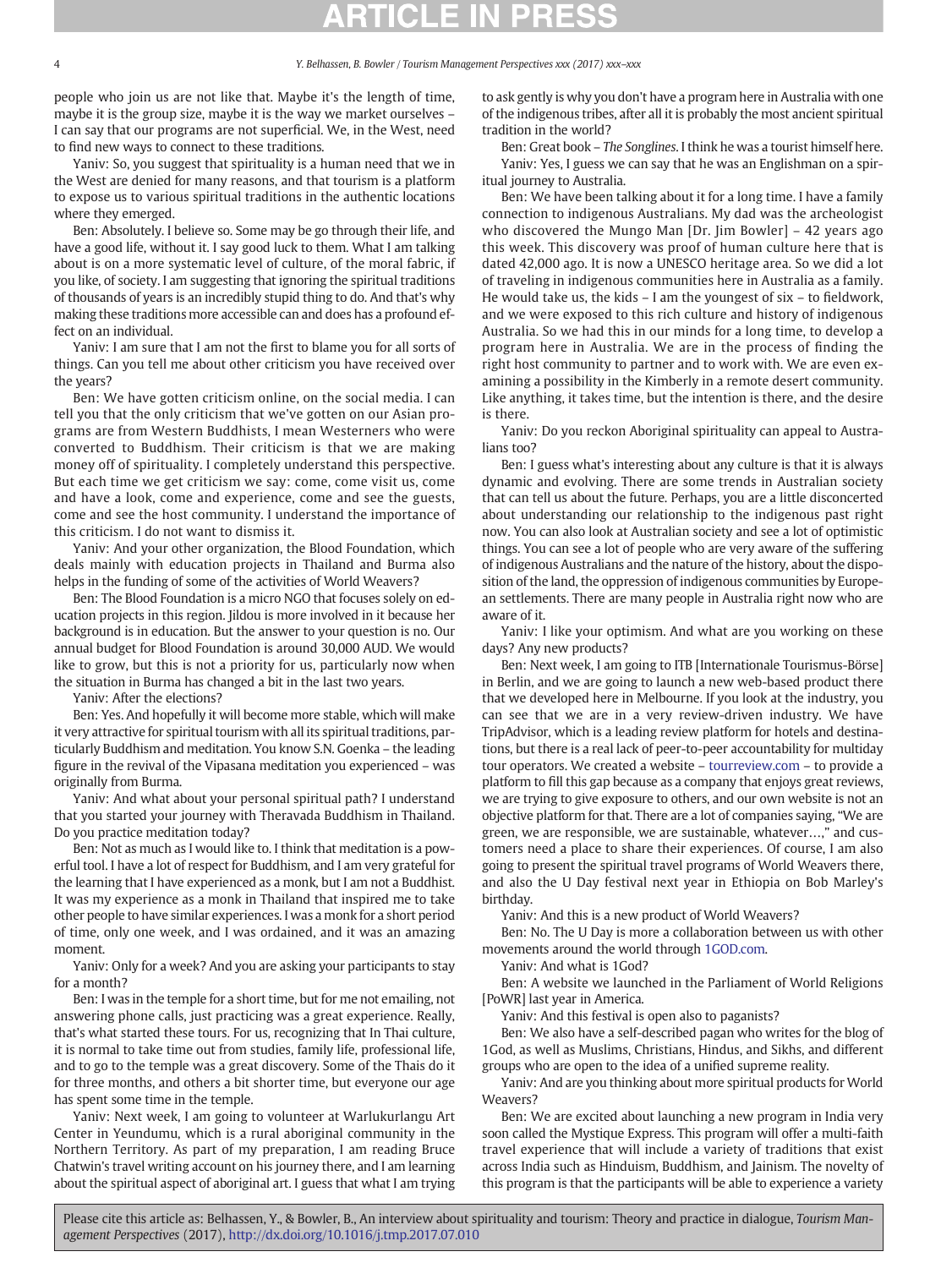people who join us are not like that. Maybe it's the length of time, maybe it is the group size, maybe it is the way we market ourselves – I can say that our programs are not superficial. We, in the West, need to find new ways to connect to these traditions.

Yaniv: So, you suggest that spirituality is a human need that we in the West are denied for many reasons, and that tourism is a platform to expose us to various spiritual traditions in the authentic locations where they emerged.

Ben: Absolutely. I believe so. Some may be go through their life, and have a good life, without it. I say good luck to them. What I am talking about is on a more systematic level of culture, of the moral fabric, if you like, of society. I am suggesting that ignoring the spiritual traditions of thousands of years is an incredibly stupid thing to do. And that's why making these traditions more accessible can and does has a profound effect on an individual.

Yaniv: I am sure that I am not the first to blame you for all sorts of things. Can you tell me about other criticism you have received over the years?

Ben: We have gotten criticism online, on the social media. I can tell you that the only criticism that we've gotten on our Asian programs are from Western Buddhists, I mean Westerners who were converted to Buddhism. Their criticism is that we are making money off of spirituality. I completely understand this perspective. But each time we get criticism we say: come, come visit us, come and have a look, come and experience, come and see the guests, come and see the host community. I understand the importance of this criticism. I do not want to dismiss it.

Yaniv: And your other organization, the Blood Foundation, which deals mainly with education projects in Thailand and Burma also helps in the funding of some of the activities of World Weavers?

Ben: The Blood Foundation is a micro NGO that focuses solely on education projects in this region. Jildou is more involved in it because her background is in education. But the answer to your question is no. Our annual budget for Blood Foundation is around 30,000 AUD. We would like to grow, but this is not a priority for us, particularly now when the situation in Burma has changed a bit in the last two years.

Yaniv: After the elections?

Ben: Yes. And hopefully it will become more stable, which will make it very attractive for spiritual tourism with all its spiritual traditions, particularly Buddhism and meditation. You know S.N. Goenka – the leading figure in the revival of the Vipasana meditation you experienced – was originally from Burma.

Yaniv: And what about your personal spiritual path? I understand that you started your journey with Theravada Buddhism in Thailand. Do you practice meditation today?

Ben: Not as much as I would like to. I think that meditation is a powerful tool. I have a lot of respect for Buddhism, and I am very grateful for the learning that I have experienced as a monk, but I am not a Buddhist. It was my experience as a monk in Thailand that inspired me to take other people to have similar experiences. I was a monk for a short period of time, only one week, and I was ordained, and it was an amazing moment.

Yaniv: Only for a week? And you are asking your participants to stay for a month?

Ben: I was in the temple for a short time, but for me not emailing, not answering phone calls, just practicing was a great experience. Really, that's what started these tours. For us, recognizing that In Thai culture, it is normal to take time out from studies, family life, professional life, and to go to the temple was a great discovery. Some of the Thais do it for three months, and others a bit shorter time, but everyone our age has spent some time in the temple.

Yaniv: Next week, I am going to volunteer at Warlukurlangu Art Center in Yeundumu, which is a rural aboriginal community in the Northern Territory. As part of my preparation, I am reading Bruce Chatwin's travel writing account on his journey there, and I am learning about the spiritual aspect of aboriginal art. I guess that what I am trying to ask gently is why you don't have a program here in Australia with one of the indigenous tribes, after all it is probably the most ancient spiritual tradition in the world?

Ben: Great book – *The Songlines*. I think he was a tourist himself here.

Yaniv: Yes, I guess we can say that he was an Englishman on a spiritual journey to Australia.

Ben: We have been talking about it for a long time. I have a family connection to indigenous Australians. My dad was the archeologist who discovered the Mungo Man [Dr. Jim Bowler] – 42 years ago this week. This discovery was proof of human culture here that is dated 42,000 ago. It is now a UNESCO heritage area. So we did a lot of traveling in indigenous communities here in Australia as a family. He would take us, the kids – I am the youngest of six – to fieldwork, and we were exposed to this rich culture and history of indigenous Australia. So we had this in our minds for a long time, to develop a program here in Australia. We are in the process of finding the right host community to partner and to work with. We are even examining a possibility in the Kimberly in a remote desert community. Like anything, it takes time, but the intention is there, and the desire is there.

Yaniv: Do you reckon Aboriginal spirituality can appeal to Australians too?

Ben: I guess what's interesting about any culture is that it is always dynamic and evolving. There are some trends in Australian society that can tell us about the future. Perhaps, you are a little disconcerted about understanding our relationship to the indigenous past right now. You can also look at Australian society and see a lot of optimistic things. You can see a lot of people who are very aware of the suffering of indigenous Australians and the nature of the history, about the disposition of the land, the oppression of indigenous communities by European settlements. There are many people in Australia right now who are aware of it.

Yaniv: I like your optimism. And what are you working on these days? Any new products?

Ben: Next week, I am going to ITB [Internationale Tourismus-Börse] in Berlin, and we are going to launch a new web-based product there that we developed here in Melbourne. If you look at the industry, you can see that we are in a very review-driven industry. We have TripAdvisor, which is a leading review platform for hotels and destinations, but there is a real lack of peer-to-peer accountability for multiday tour operators. We created a website – tourreview.com – to provide a platform to fill this gap because as a company that enjoys great reviews, we are trying to give exposure to others, and our own website is not an objective platform for that. There are a lot of companies saying, "We are green, we are responsible, we are sustainable, whatever…," and customers need a place to share their experiences. Of course, I am also going to present the spiritual travel programs of World Weavers there, and also the U Day festival next year in Ethiopia on Bob Marley's birthday.

Yaniv: And this is a new product of World Weavers?

Ben: No. The U Day is more a collaboration between us with other movements around the world through 1GOD.com.

Yaniv: And what is 1God?

Ben: A website we launched in the Parliament of World Religions [PoWR] last year in America.

Yaniv: And this festival is open also to paganists?

Ben: We also have a self-described pagan who writes for the blog of 1God, as well as Muslims, Christians, Hindus, and Sikhs, and different groups who are open to the idea of a unified supreme reality.

Yaniv: And are you thinking about more spiritual products for World Weavers?

Ben: We are excited about launching a new program in India very soon called the Mystique Express. This program will offer a multi-faith travel experience that will include a variety of traditions that exist across India such as Hinduism, Buddhism, and Jainism. The novelty of this program is that the participants will be able to experience a variety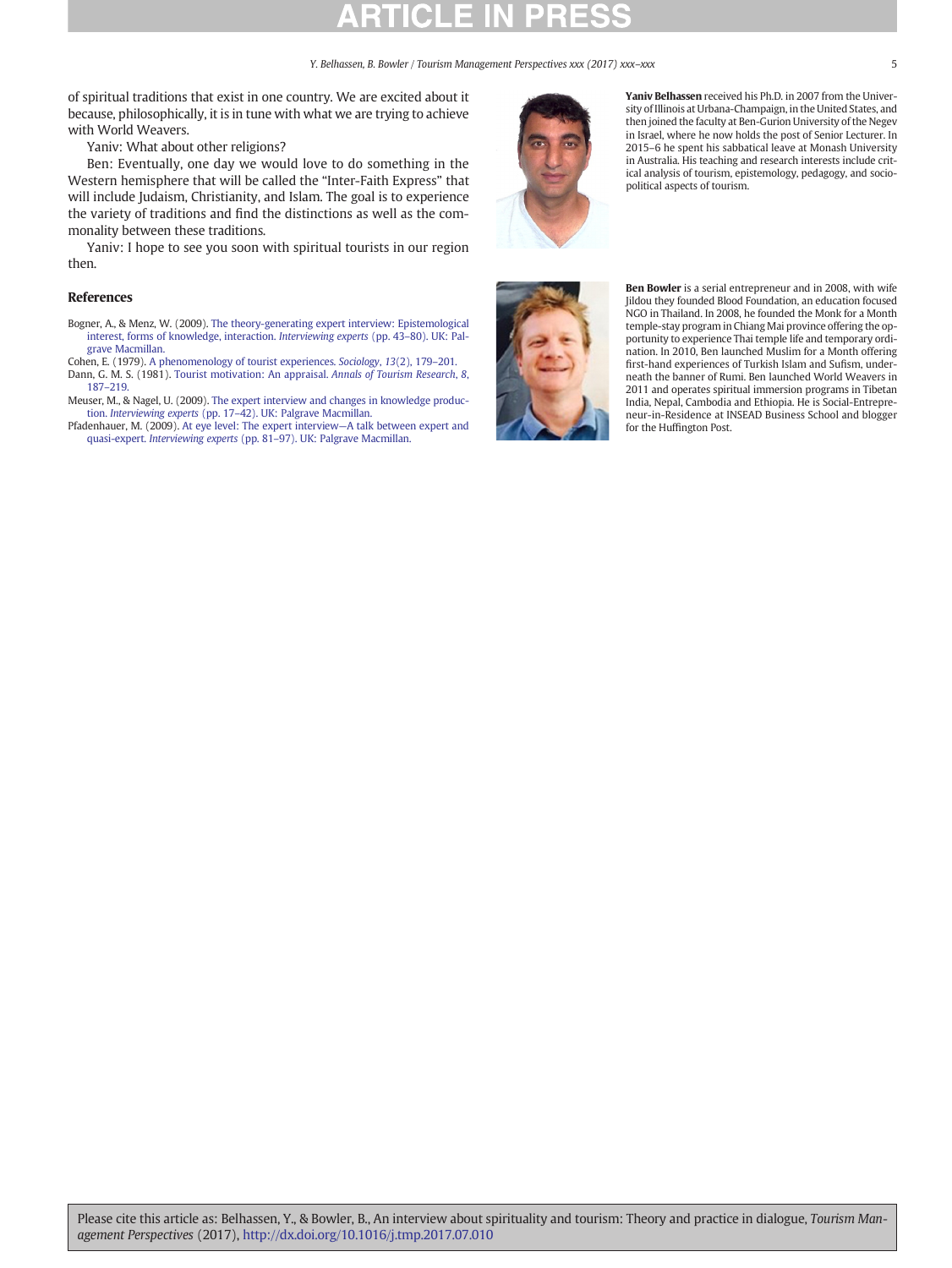of spiritual traditions that exist in one country. We are excited about it because, philosophically, it is in tune with what we are trying to achieve with World Weavers.

Yaniv: What about other religions?

Ben: Eventually, one day we would love to do something in the Western hemisphere that will be called the "Inter-Faith Express" that will include Judaism, Christianity, and Islam. The goal is to experience the variety of traditions and find the distinctions as well as the commonality between these traditions.

Yaniv: I hope to see you soon with spiritual tourists in our region then.

## References

Bogner, A., & Menz, W. (2009). The theory-generating expert interview: Epistemological interest, forms of knowledge, interaction. *Interviewing experts* (pp. 43–80). UK: Palgrave Macmillan.

Cohen, E. (1979). A phenomenology of tourist experiences. *Sociology*, *13*(2), 179–201.

Dann, G. M. S. (1981). Tourist motivation: An appraisal. *Annals of Tourism Research*, *8*, 187–219.

Meuser, M., & Nagel, U. (2009). The expert interview and changes in knowledge production. *Interviewing experts* (pp. 17–42). UK: Palgrave Macmillan.

Pfadenhauer, M. (2009). At eye level: The expert interview—A talk between expert and quasi-expert. *Interviewing experts* (pp. 81–97). UK: Palgrave Macmillan.

**Yaniv Belhassen** received his Ph.D. in 2007 from the University of Illinois at Urbana-Champaign, in the United States, and then joined the faculty at Ben-Gurion University of the Negev in Israel, where he now holds the post of Senior Lecturer. In 2015–6 he spent his sabbatical leave at Monash University in Australia. His teaching and research interests include critical analysis of tourism, epistemology, pedagogy, and socio-political aspects of tourism.

**Ben Bowler** is a serial entrepreneur and in 2008, with wife Jildou they founded Blood Foundation, an education focused NGO in Thailand. In 2008, he founded the Monk for a Month temple-stay program in Chiang Mai province offering the opportunity to experience Thai temple life and temporary ordination. In 2010, Ben launched Muslim for a Month offering first-hand experiences of Turkish Islam and Sufism, underneath the banner of Rumi. Ben launched World Weavers in 2011 and operates spiritual immersion programs in Tibetan India, Nepal, Cambodia and Ethiopia. He is Social-Entrepreneur-in-Residence at INSEAD Business School and blogger for the Huffington Post.

Please cite this article as: Belhassen, Y., & Bowler, B., An interview about spirituality and tourism: Theory and practice in dialogue, *Tourism Management Perspectives* (2017), http://dx.doi.org/10.1016/j.tmp.2017.07.010